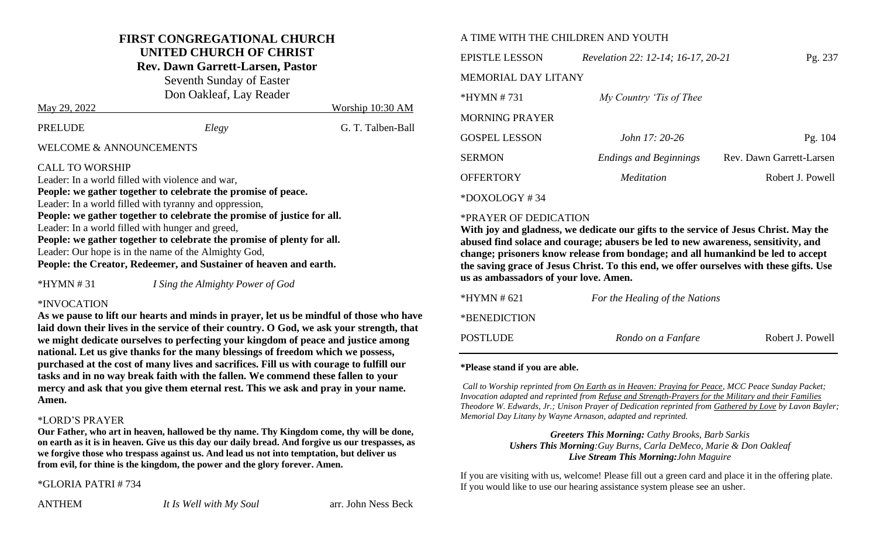# FIRST CONGREGATIONAL CHURCH
## UNITED CHURCH OF CHRIST
**Rev. Dawn Garrett-Larsen, Pastor**

Seventh Sunday of Easter

Don Oakleaf, Lay Reader

May 29, 2022 — Worship 10:30 AM

PRELUDE — *Elegy* — G. T. Talben-Ball

WELCOME & ANNOUNCEMENTS

CALL TO WORSHIP

Leader: In a world filled with violence and war,

**People: we gather together to celebrate the promise of peace.**

Leader: In a world filled with tyranny and oppression,

**People: we gather together to celebrate the promise of justice for all.**

Leader: In a world filled with hunger and greed,

**People: we gather together to celebrate the promise of plenty for all.**

Leader: Our hope is in the name of the Almighty God,

**People: the Creator, Redeemer, and Sustainer of heaven and earth.**

*HYMN # 31 — *I Sing the Almighty Power of God*

*INVOCATION

**As we pause to lift our hearts and minds in prayer, let us be mindful of those who have laid down their lives in the service of their country. O God, we ask your strength, that we might dedicate ourselves to perfecting your kingdom of peace and justice among national. Let us give thanks for the many blessings of freedom which we possess, purchased at the cost of many lives and sacrifices. Fill us with courage to fulfill our tasks and in no way break faith with the fallen. We commend these fallen to your mercy and ask that you give them eternal rest. This we ask and pray in your name. Amen.**

*LORD'S PRAYER

**Our Father, who art in heaven, hallowed be thy name. Thy Kingdom come, thy will be done, on earth as it is in heaven. Give us this day our daily bread. And forgive us our trespasses, as we forgive those who trespass against us. And lead us not into temptation, but deliver us from evil, for thine is the kingdom, the power and the glory forever. Amen.**

*GLORIA PATRI # 734

ANTHEM — *It Is Well with My Soul* — arr. John Ness Beck

A TIME WITH THE CHILDREN AND YOUTH

EPISTLE LESSON — *Revelation 22: 12-14; 16-17, 20-21* — Pg. 237

MEMORIAL DAY LITANY

*HYMN # 731 — *My Country 'Tis of Thee*

MORNING PRAYER

GOSPEL LESSON — *John 17: 20-26* — Pg. 104

SERMON — *Endings and Beginnings* — Rev. Dawn Garrett-Larsen

OFFERTORY — *Meditation* — Robert J. Powell

*DOXOLOGY # 34

*PRAYER OF DEDICATION

**With joy and gladness, we dedicate our gifts to the service of Jesus Christ. May the abused find solace and courage; abusers be led to new awareness, sensitivity, and change; prisoners know release from bondage; and all humankind be led to accept the saving grace of Jesus Christ. To this end, we offer ourselves with these gifts. Use us as ambassadors of your love. Amen.**

*HYMN # 621 — *For the Healing of the Nations*

*BENEDICTION

POSTLUDE — *Rondo on a Fanfare* — Robert J. Powell

---

***Please stand if you are able.**

*Call to Worship reprinted from On Earth as in Heaven: Praying for Peace, MCC Peace Sunday Packet; Invocation adapted and reprinted from Refuse and Strength-Prayers for the Military and their Families Theodore W. Edwards, Jr.; Unison Prayer of Dedication reprinted from Gathered by Love by Lavon Bayler; Memorial Day Litany by Wayne Arnason, adapted and reprinted.*

***Greeters This Morning:** Cathy Brooks, Barb Sarkis*

***Ushers This Morning:** Guy Burns, Carla DeMeco, Marie & Don Oakleaf*

***Live Stream This Morning:** John Maguire*

If you are visiting with us, welcome! Please fill out a green card and place it in the offering plate. If you would like to use our hearing assistance system please see an usher.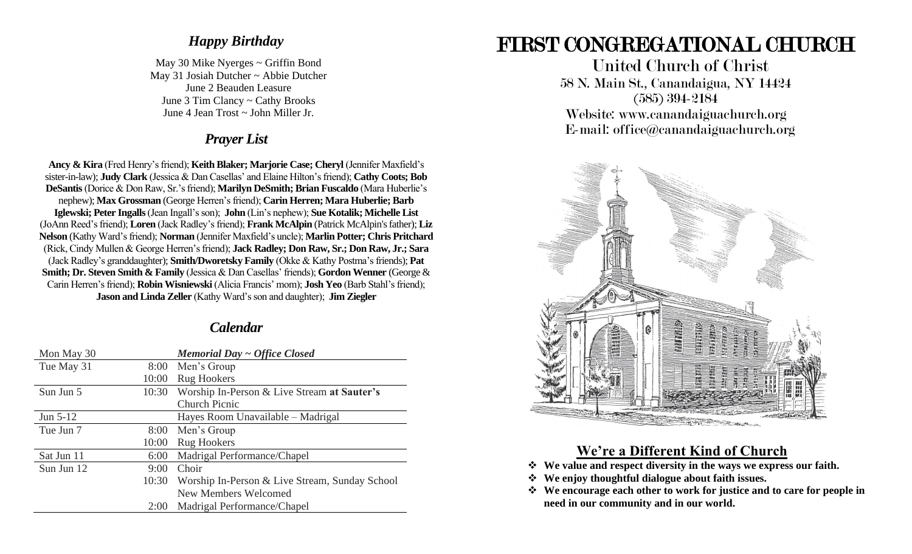## *Happy Birthday*

May 30 Mike Nyerges ~ Griffin Bond
May 31 Josiah Dutcher ~ Abbie Dutcher
June 2 Beauden Leasure
June 3 Tim Clancy ~ Cathy Brooks
June 4 Jean Trost ~ John Miller Jr.

## *Prayer List*

**Ancy & Kira** (Fred Henry's friend); **Keith Blaker; Marjorie Case; Cheryl** (Jennifer Maxfield's sister-in-law); **Judy Clark** (Jessica & Dan Casellas' and Elaine Hilton's friend); **Cathy Coots; Bob DeSantis** (Dorice & Don Raw, Sr.'s friend); **Marilyn DeSmith; Brian Fuscaldo** (Mara Huberlie's nephew); **Max Grossman** (George Herren's friend); **Carin Herren; Mara Huberlie; Barb Iglewski; Peter Ingalls** (Jean Ingall's son); **John** (Lin's nephew); **Sue Kotalik; Michelle List** (JoAnn Reed's friend); **Loren** (Jack Radley's friend); **Frank McAlpin** (Patrick McAlpin's father); **Liz Nelson** (Kathy Ward's friend); **Norman** (Jennifer Maxfield's uncle); **Marlin Potter; Chris Pritchard** (Rick, Cindy Mullen & George Herren's friend); **Jack Radley; Don Raw, Sr.; Don Raw, Jr.; Sara** (Jack Radley's granddaughter); **Smith/Dworetsky Family** (Okke & Kathy Postma's friends); **Pat Smith; Dr. Steven Smith & Family** (Jessica & Dan Casellas' friends); **Gordon Wenner** (George & Carin Herren's friend); **Robin Wisniewski** (Alicia Francis' mom); **Josh Yeo** (Barb Stahl's friend); **Jason and Linda Zeller** (Kathy Ward's son and daughter); **Jim Ziegler**

## *Calendar*

| | | |
|---|---|---|
| Mon May 30 | | *Memorial Day ~ Office Closed* |
| Tue May 31 | 8:00 | Men's Group |
| | 10:00 | Rug Hookers |
| Sun Jun 5 | 10:30 | Worship In-Person & Live Stream **at Sauter's** Church Picnic |
| Jun 5-12 | | Hayes Room Unavailable – Madrigal |
| Tue Jun 7 | 8:00 | Men's Group |
| | 10:00 | Rug Hookers |
| Sat Jun 11 | 6:00 | Madrigal Performance/Chapel |
| Sun Jun 12 | 9:00 | Choir |
| | 10:30 | Worship In-Person & Live Stream, Sunday School New Members Welcomed |
| | 2:00 | Madrigal Performance/Chapel |

# FIRST CONGREGATIONAL CHURCH

United Church of Christ
58 N. Main St., Canandaigua, NY 14424
(585) 394-2184
Website: www.canandaiguachurch.org
E-mail: office@canandaiguachurch.org

## We're a Different Kind of Church

- **We value and respect diversity in the ways we express our faith.**
- **We enjoy thoughtful dialogue about faith issues.**
- **We encourage each other to work for justice and to care for people in need in our community and in our world.**